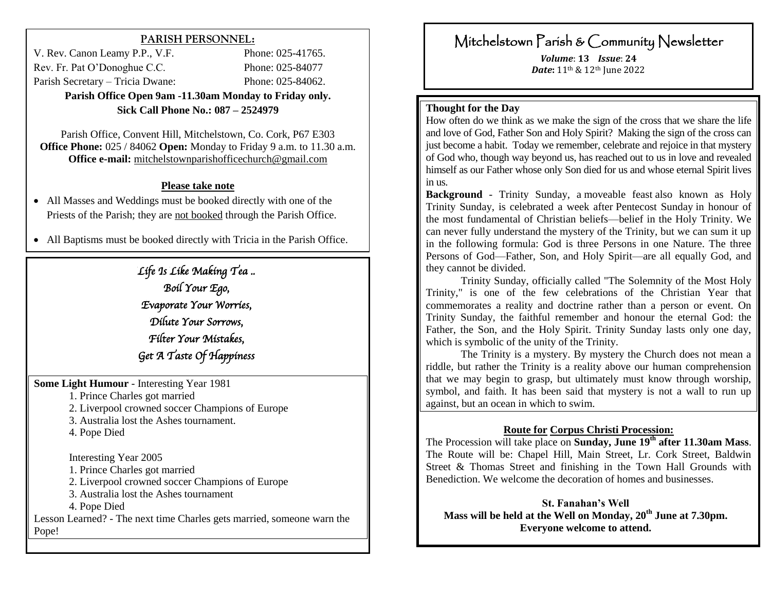## PARISH PERSONNEL:

V. Rev. Canon Leamy P.P., V.F. Phone: 025-41765.
Rev. Fr. Pat O'Donoghue C.C. Phone: 025-84077
Parish Secretary – Tricia Dwane: Phone: 025-84062.

**Parish Office Open 9am -11.30am Monday to Friday only.**
**Sick Call Phone No.: 087 – 2524979**

Parish Office, Convent Hill, Mitchelstown, Co. Cork, P67 E303
**Office Phone:** 025 / 84062 **Open:** Monday to Friday 9 a.m. to 11.30 a.m.
**Office e-mail:** mitchelstownparishofficechurch@gmail.com

### Please take note

- All Masses and Weddings must be booked directly with one of the Priests of the Parish; they are not booked through the Parish Office.
- All Baptisms must be booked directly with Tricia in the Parish Office.

*Life Is Like Making Tea ..*
*Boil Your Ego,*
*Evaporate Your Worries,*
*Dilute Your Sorrows,*
*Filter Your Mistakes,*
*Get A Taste Of Happiness*

**Some Light Humour** - Interesting Year 1981

1. Prince Charles got married
2. Liverpool crowned soccer Champions of Europe
3. Australia lost the Ashes tournament.
4. Pope Died

Interesting Year 2005

1. Prince Charles got married
2. Liverpool crowned soccer Champions of Europe
3. Australia lost the Ashes tournament
4. Pope Died

Lesson Learned? - The next time Charles gets married, someone warn the Pope!

# Mitchelstown Parish & Community Newsletter

***Volume*: 13** ***Issue*: 24**
***Date*:** 11th & 12th June 2022

**Thought for the Day**

How often do we think as we make the sign of the cross that we share the life and love of God, Father Son and Holy Spirit? Making the sign of the cross can just become a habit. Today we remember, celebrate and rejoice in that mystery of God who, though way beyond us, has reached out to us in love and revealed himself as our Father whose only Son died for us and whose eternal Spirit lives in us.

**Background** - Trinity Sunday, a moveable feast also known as Holy Trinity Sunday, is celebrated a week after Pentecost Sunday in honour of the most fundamental of Christian beliefs—belief in the Holy Trinity. We can never fully understand the mystery of the Trinity, but we can sum it up in the following formula: God is three Persons in one Nature. The three Persons of God—Father, Son, and Holy Spirit—are all equally God, and they cannot be divided.

Trinity Sunday, officially called "The Solemnity of the Most Holy Trinity," is one of the few celebrations of the Christian Year that commemorates a reality and doctrine rather than a person or event. On Trinity Sunday, the faithful remember and honour the eternal God: the Father, the Son, and the Holy Spirit. Trinity Sunday lasts only one day, which is symbolic of the unity of the Trinity.

The Trinity is a mystery. By mystery the Church does not mean a riddle, but rather the Trinity is a reality above our human comprehension that we may begin to grasp, but ultimately must know through worship, symbol, and faith. It has been said that mystery is not a wall to run up against, but an ocean in which to swim.

### Route for Corpus Christi Procession:

The Procession will take place on **Sunday, June 19th after 11.30am Mass**. The Route will be: Chapel Hill, Main Street, Lr. Cork Street, Baldwin Street & Thomas Street and finishing in the Town Hall Grounds with Benediction. We welcome the decoration of homes and businesses.

**St. Fanahan's Well**
**Mass will be held at the Well on Monday, 20th June at 7.30pm.**
**Everyone welcome to attend.**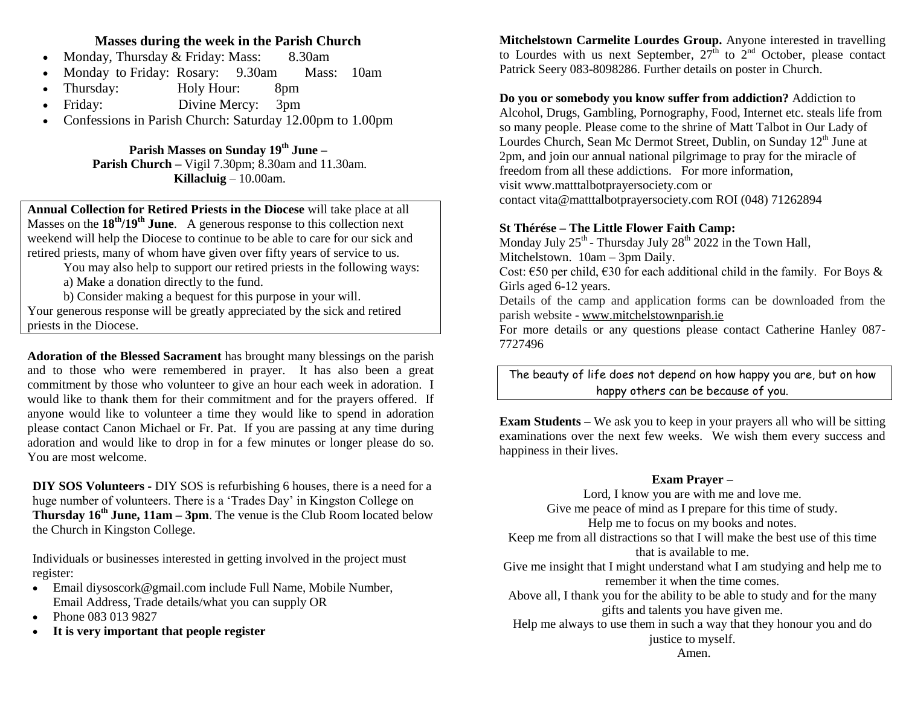## Masses during the week in the Parish Church

- Monday, Thursday & Friday: Mass: 8.30am
- Monday to Friday: Rosary: 9.30am Mass: 10am
- Thursday: Holy Hour: 8pm
- Friday: Divine Mercy: 3pm
- Confessions in Parish Church: Saturday 12.00pm to 1.00pm

**Parish Masses on Sunday 19th June –**
**Parish Church –** Vigil 7.30pm; 8.30am and 11.30am.
**Killacluig** – 10.00am.

**Annual Collection for Retired Priests in the Diocese** will take place at all Masses on the **18th/19th June**. A generous response to this collection next weekend will help the Diocese to continue to be able to care for our sick and retired priests, many of whom have given over fifty years of service to us.

You may also help to support our retired priests in the following ways:

a) Make a donation directly to the fund.

b) Consider making a bequest for this purpose in your will.

Your generous response will be greatly appreciated by the sick and retired priests in the Diocese.

**Adoration of the Blessed Sacrament** has brought many blessings on the parish and to those who were remembered in prayer. It has also been a great commitment by those who volunteer to give an hour each week in adoration. I would like to thank them for their commitment and for the prayers offered. If anyone would like to volunteer a time they would like to spend in adoration please contact Canon Michael or Fr. Pat. If you are passing at any time during adoration and would like to drop in for a few minutes or longer please do so. You are most welcome.

**DIY SOS Volunteers -** DIY SOS is refurbishing 6 houses, there is a need for a huge number of volunteers. There is a 'Trades Day' in Kingston College on **Thursday 16th June, 11am – 3pm**. The venue is the Club Room located below the Church in Kingston College.

Individuals or businesses interested in getting involved in the project must register:

- Email diysoscork@gmail.com include Full Name, Mobile Number, Email Address, Trade details/what you can supply OR
- Phone 083 013 9827
- **It is very important that people register**

**Mitchelstown Carmelite Lourdes Group.** Anyone interested in travelling to Lourdes with us next September, 27th to 2nd October, please contact Patrick Seery 083-8098286. Further details on poster in Church.

**Do you or somebody you know suffer from addiction?** Addiction to Alcohol, Drugs, Gambling, Pornography, Food, Internet etc. steals life from so many people. Please come to the shrine of Matt Talbot in Our Lady of Lourdes Church, Sean Mc Dermot Street, Dublin, on Sunday 12th June at 2pm, and join our annual national pilgrimage to pray for the miracle of freedom from all these addictions. For more information, visit www.matttalbotprayersociety.com or contact vita@matttalbotprayersociety.com ROI (048) 71262894

**St Thérése – The Little Flower Faith Camp:**
Monday July 25th - Thursday July 28th 2022 in the Town Hall, Mitchelstown. 10am – 3pm Daily.
Cost: €50 per child, €30 for each additional child in the family. For Boys & Girls aged 6-12 years.
Details of the camp and application forms can be downloaded from the parish website - www.mitchelstownparish.ie
For more details or any questions please contact Catherine Hanley 087-7727496

The beauty of life does not depend on how happy you are, but on how happy others can be because of you.

**Exam Students –** We ask you to keep in your prayers all who will be sitting examinations over the next few weeks. We wish them every success and happiness in their lives.

**Exam Prayer –**

Lord, I know you are with me and love me.
Give me peace of mind as I prepare for this time of study.
Help me to focus on my books and notes.
Keep me from all distractions so that I will make the best use of this time that is available to me.
Give me insight that I might understand what I am studying and help me to remember it when the time comes.
Above all, I thank you for the ability to be able to study and for the many gifts and talents you have given me.
Help me always to use them in such a way that they honour you and do justice to myself.
Amen.